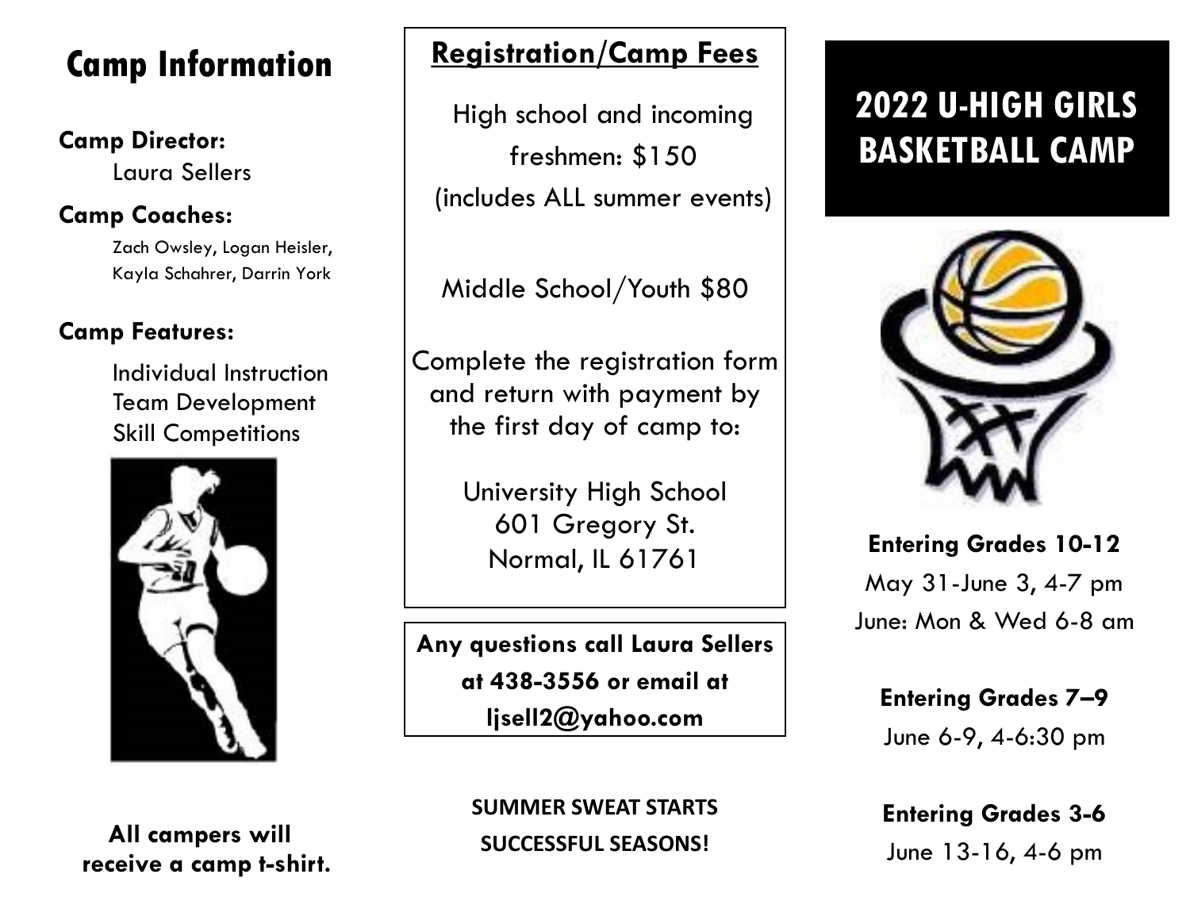# 2022 U-HIGH GIRLS BASKETBALL CAMP

**Entering Grades 10-12**

May 31-June 3, 4-7 pm

June: Mon & Wed 6-8 am

**Entering Grades 7–9**

June 6-9, 4-6:30 pm

**Entering Grades 3-6**

June 13-16, 4-6 pm

## Camp Information

**Camp Director:**

Laura Sellers

**Camp Coaches:**

Zach Owsley, Logan Heisler, Kayla Schahrer, Darrin York

**Camp Features:**

Individual Instruction
Team Development
Skill Competitions

**All campers will receive a camp t-shirt.**

## Registration/Camp Fees

High school and incoming freshmen: $150 (includes ALL summer events)

Middle School/Youth $80

Complete the registration form and return with payment by the first day of camp to:

University High School
601 Gregory St.
Normal, IL 61761

**Any questions call Laura Sellers at 438-3556 or email at ljsell2@yahoo.com**

**SUMMER SWEAT STARTS SUCCESSFUL SEASONS!**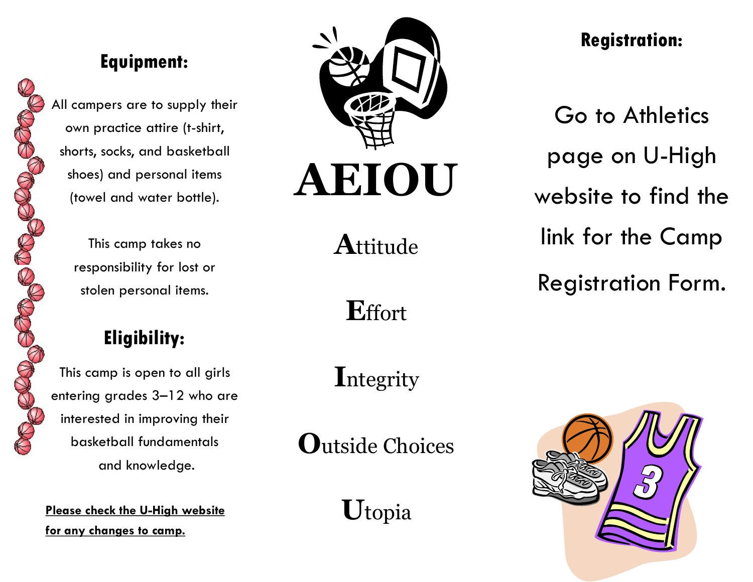## Equipment:

All campers are to supply their own practice attire (t-shirt, shorts, socks, and basketball shoes) and personal items (towel and water bottle).

This camp takes no responsibility for lost or stolen personal items.

## Eligibility:

This camp is open to all girls entering grades 3–12 who are interested in improving their basketball fundamentals and knowledge.

**Please check the U-High website for any changes to camp.**

# AEIOU

**A**ttitude

**E**ffort

**I**ntegrity

**O**utside Choices

**U**topia

## Registration:

Go to Athletics page on U-High website to find the link for the Camp Registration Form.